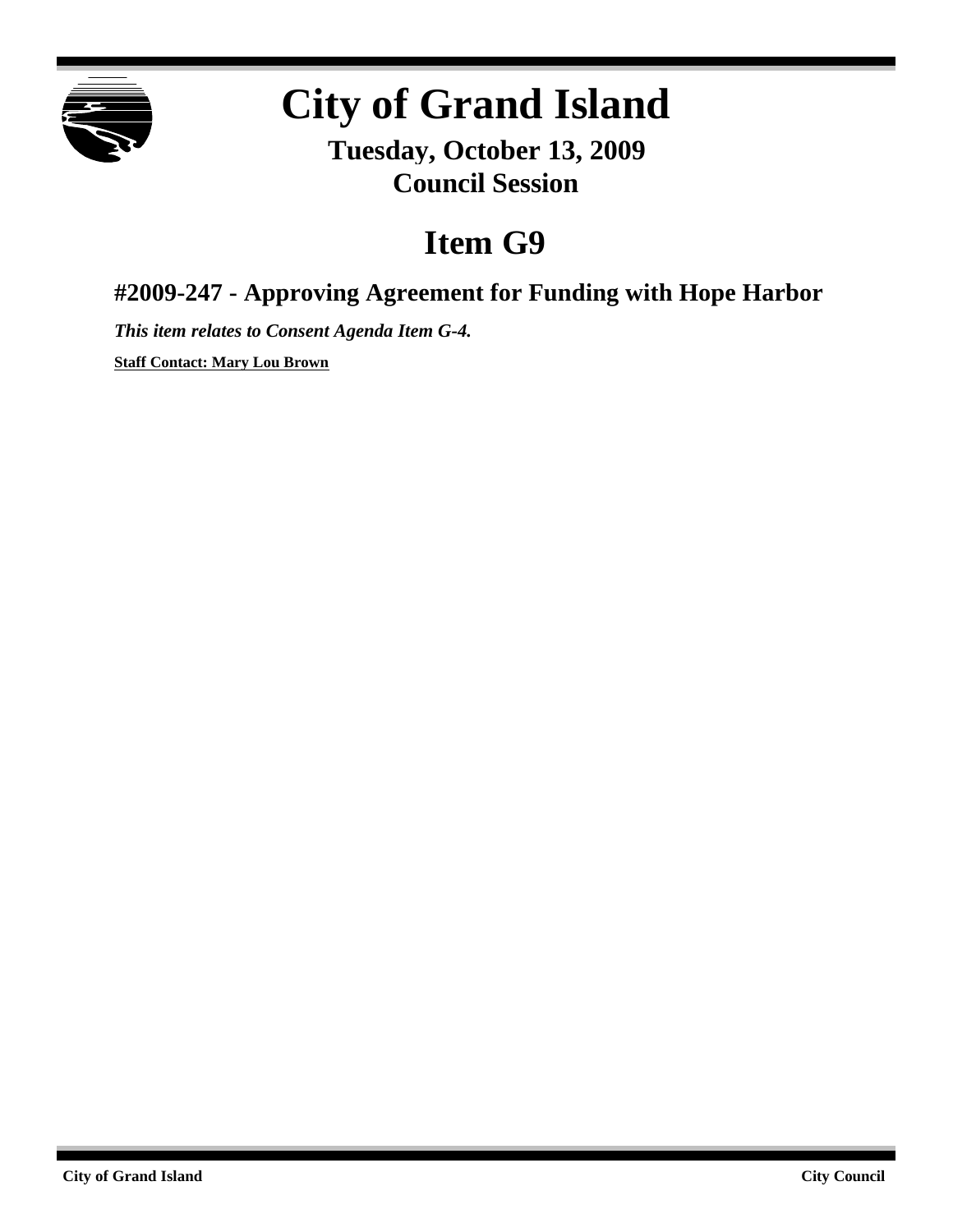# City of Grand Island

**Tuesday, October 13, 2009**
**Council Session**

# Item G9

## #2009-247 - Approving Agreement for Funding with Hope Harbor

***This item relates to Consent Agenda Item G-4.***

**Staff Contact: Mary Lou Brown**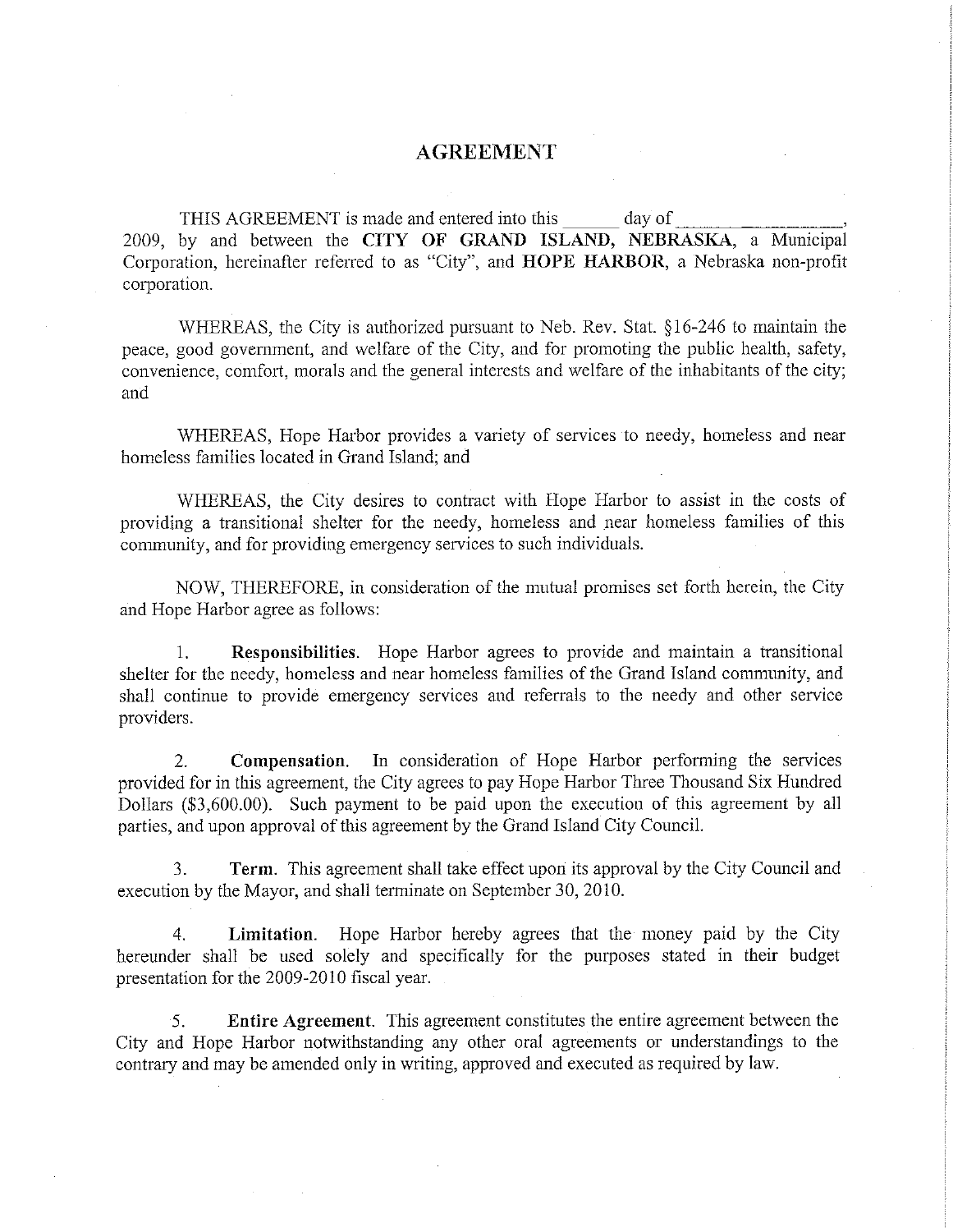# AGREEMENT

THIS AGREEMENT is made and entered into this ______ day of ______________, 2009, by and between the **CITY OF GRAND ISLAND, NEBRASKA**, a Municipal Corporation, hereinafter referred to as "City", and **HOPE HARBOR**, a Nebraska non-profit corporation.

WHEREAS, the City is authorized pursuant to Neb. Rev. Stat. §16-246 to maintain the peace, good government, and welfare of the City, and for promoting the public health, safety, convenience, comfort, morals and the general interests and welfare of the inhabitants of the city; and

WHEREAS, Hope Harbor provides a variety of services to needy, homeless and near homeless families located in Grand Island; and

WHEREAS, the City desires to contract with Hope Harbor to assist in the costs of providing a transitional shelter for the needy, homeless and near homeless families of this community, and for providing emergency services to such individuals.

NOW, THEREFORE, in consideration of the mutual promises set forth herein, the City and Hope Harbor agree as follows:

1. **Responsibilities**. Hope Harbor agrees to provide and maintain a transitional shelter for the needy, homeless and near homeless families of the Grand Island community, and shall continue to provide emergency services and referrals to the needy and other service providers.

2. **Compensation.** In consideration of Hope Harbor performing the services provided for in this agreement, the City agrees to pay Hope Harbor Three Thousand Six Hundred Dollars ($3,600.00). Such payment to be paid upon the execution of this agreement by all parties, and upon approval of this agreement by the Grand Island City Council.

3. **Term**. This agreement shall take effect upon its approval by the City Council and execution by the Mayor, and shall terminate on September 30, 2010.

4. **Limitation**. Hope Harbor hereby agrees that the money paid by the City hereunder shall be used solely and specifically for the purposes stated in their budget presentation for the 2009-2010 fiscal year.

5. **Entire Agreement**. This agreement constitutes the entire agreement between the City and Hope Harbor notwithstanding any other oral agreements or understandings to the contrary and may be amended only in writing, approved and executed as required by law.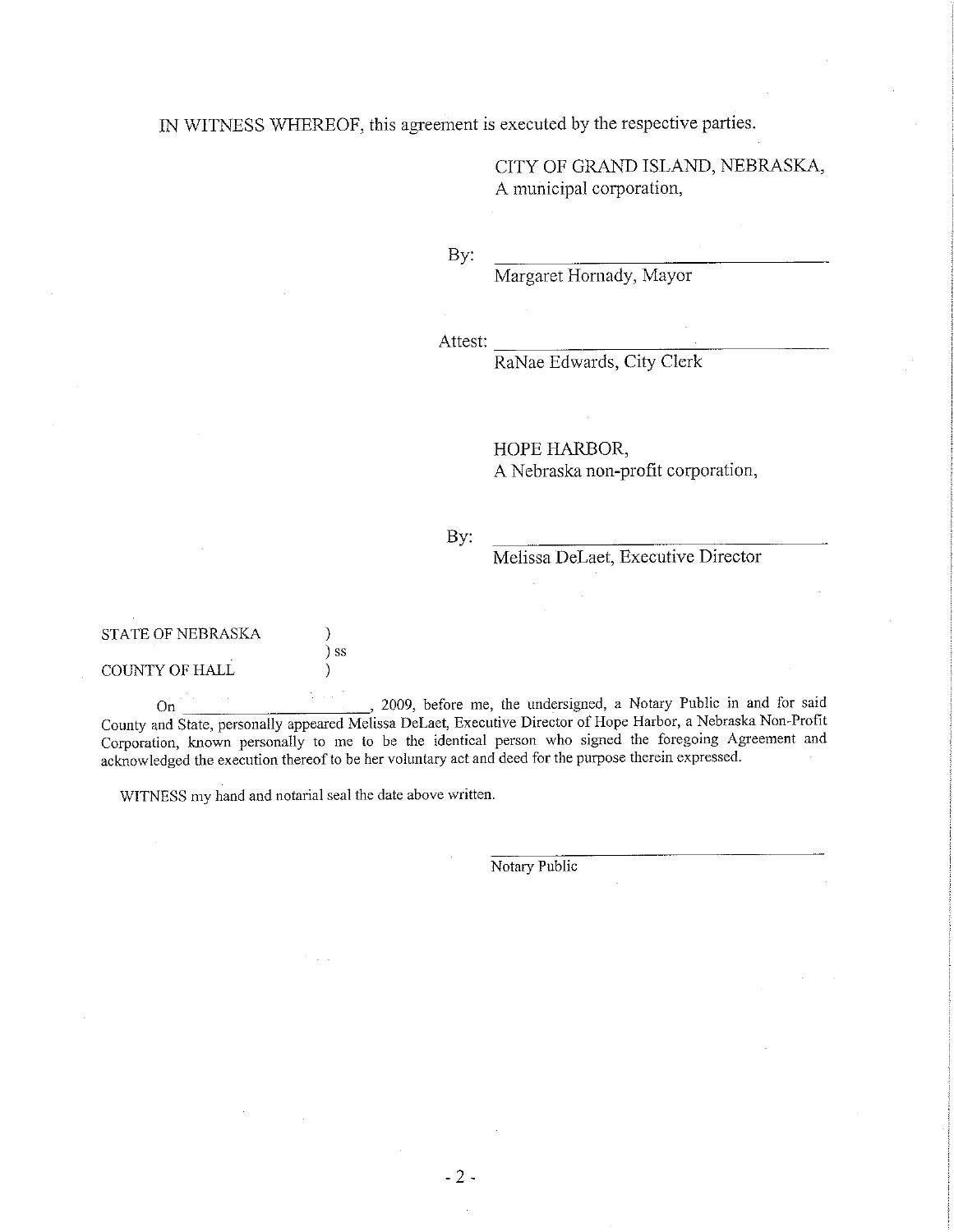IN WITNESS WHEREOF, this agreement is executed by the respective parties.

CITY OF GRAND ISLAND, NEBRASKA,
A municipal corporation,

By: ______________________________
Margaret Hornady, Mayor

Attest: ______________________________
RaNae Edwards, City Clerk

HOPE HARBOR,
A Nebraska non-profit corporation,

By: ______________________________
Melissa DeLaet, Executive Director

STATE OF NEBRASKA )
) ss
COUNTY OF HALL )

On ______________________, 2009, before me, the undersigned, a Notary Public in and for said County and State, personally appeared Melissa DeLaet, Executive Director of Hope Harbor, a Nebraska Non-Profit Corporation, known personally to me to be the identical person who signed the foregoing Agreement and acknowledged the execution thereof to be her voluntary act and deed for the purpose therein expressed.

WITNESS my hand and notarial seal the date above written.

______________________________
Notary Public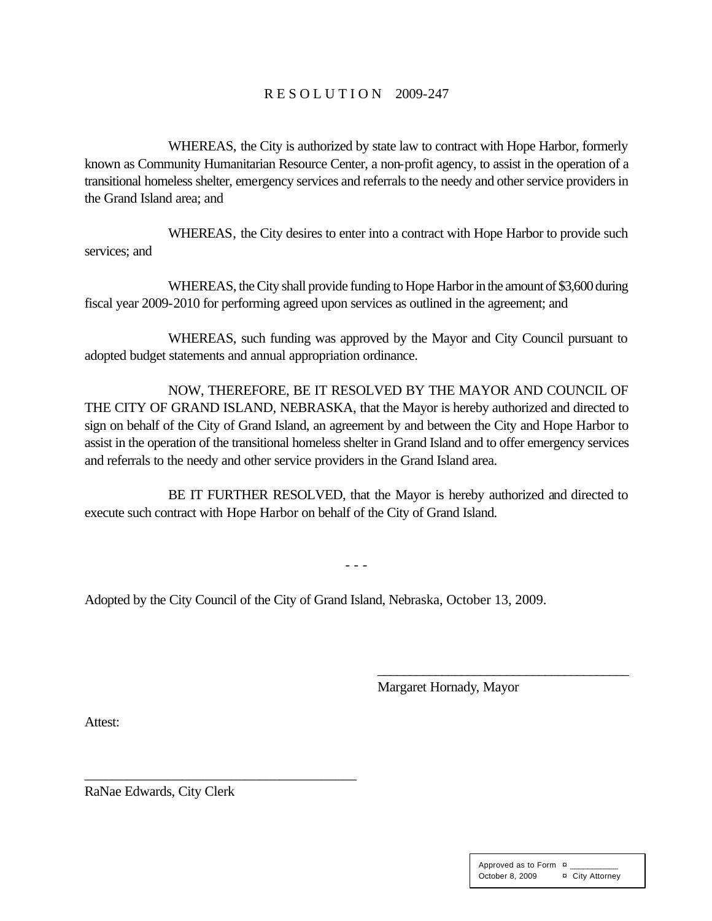# R E S O L U T I O N 2009-247

WHEREAS, the City is authorized by state law to contract with Hope Harbor, formerly known as Community Humanitarian Resource Center, a non-profit agency, to assist in the operation of a transitional homeless shelter, emergency services and referrals to the needy and other service providers in the Grand Island area; and

WHEREAS, the City desires to enter into a contract with Hope Harbor to provide such services; and

WHEREAS, the City shall provide funding to Hope Harbor in the amount of $3,600 during fiscal year 2009-2010 for performing agreed upon services as outlined in the agreement; and

WHEREAS, such funding was approved by the Mayor and City Council pursuant to adopted budget statements and annual appropriation ordinance.

NOW, THEREFORE, BE IT RESOLVED BY THE MAYOR AND COUNCIL OF THE CITY OF GRAND ISLAND, NEBRASKA, that the Mayor is hereby authorized and directed to sign on behalf of the City of Grand Island, an agreement by and between the City and Hope Harbor to assist in the operation of the transitional homeless shelter in Grand Island and to offer emergency services and referrals to the needy and other service providers in the Grand Island area.

BE IT FURTHER RESOLVED, that the Mayor is hereby authorized and directed to execute such contract with Hope Harbor on behalf of the City of Grand Island.

- - -

Adopted by the City Council of the City of Grand Island, Nebraska, October 13, 2009.

_____________________________________
Margaret Hornady, Mayor

Attest:

_______________________________________
RaNae Edwards, City Clerk

Approved as to Form ¤ __________
October 8, 2009 ¤ City Attorney